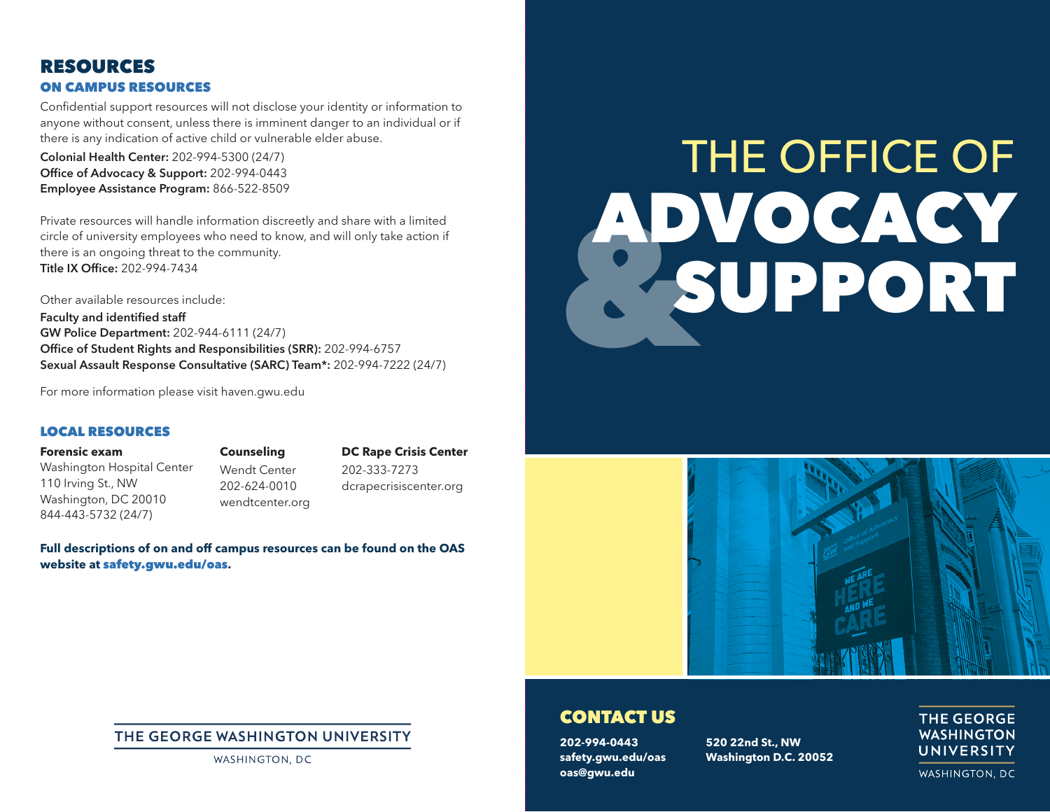# RESOURCES

## ON CAMPUS RESOURCES

Confidential support resources will not disclose your identity or information to anyone without consent, unless there is imminent danger to an individual or if there is any indication of active child or vulnerable elder abuse.

**Colonial Health Center:** 202-994-5300 (24/7)
**Office of Advocacy & Support:** 202-994-0443
**Employee Assistance Program:** 866-522-8509

Private resources will handle information discreetly and share with a limited circle of university employees who need to know, and will only take action if there is an ongoing threat to the community.
**Title IX Office:** 202-994-7434

Other available resources include:
**Faculty and identified staff**
**GW Police Department:** 202-944-6111 (24/7)
**Office of Student Rights and Responsibilities (SRR):** 202-994-6757
**Sexual Assault Response Consultative (SARC) Team*:** 202-994-7222 (24/7)

For more information please visit haven.gwu.edu

## LOCAL RESOURCES

**Forensic exam**
Washington Hospital Center
110 Irving St., NW
Washington, DC 20010
844-443-5732 (24/7)

**Counseling**
Wendt Center
202-624-0010
wendtcenter.org

**DC Rape Crisis Center**
202-333-7273
dcrapecrisiscenter.org

**Full descriptions of on and off campus resources can be found on the OAS website at safety.gwu.edu/oas.**

THE GEORGE WASHINGTON UNIVERSITY
WASHINGTON, DC

# THE OFFICE OF ADVOCACY & SUPPORT

## CONTACT US

**202-994-0443**
**safety.gwu.edu/oas**
**oas@gwu.edu**

**520 22nd St., NW**
**Washington D.C. 20052**

THE GEORGE WASHINGTON UNIVERSITY
WASHINGTON, DC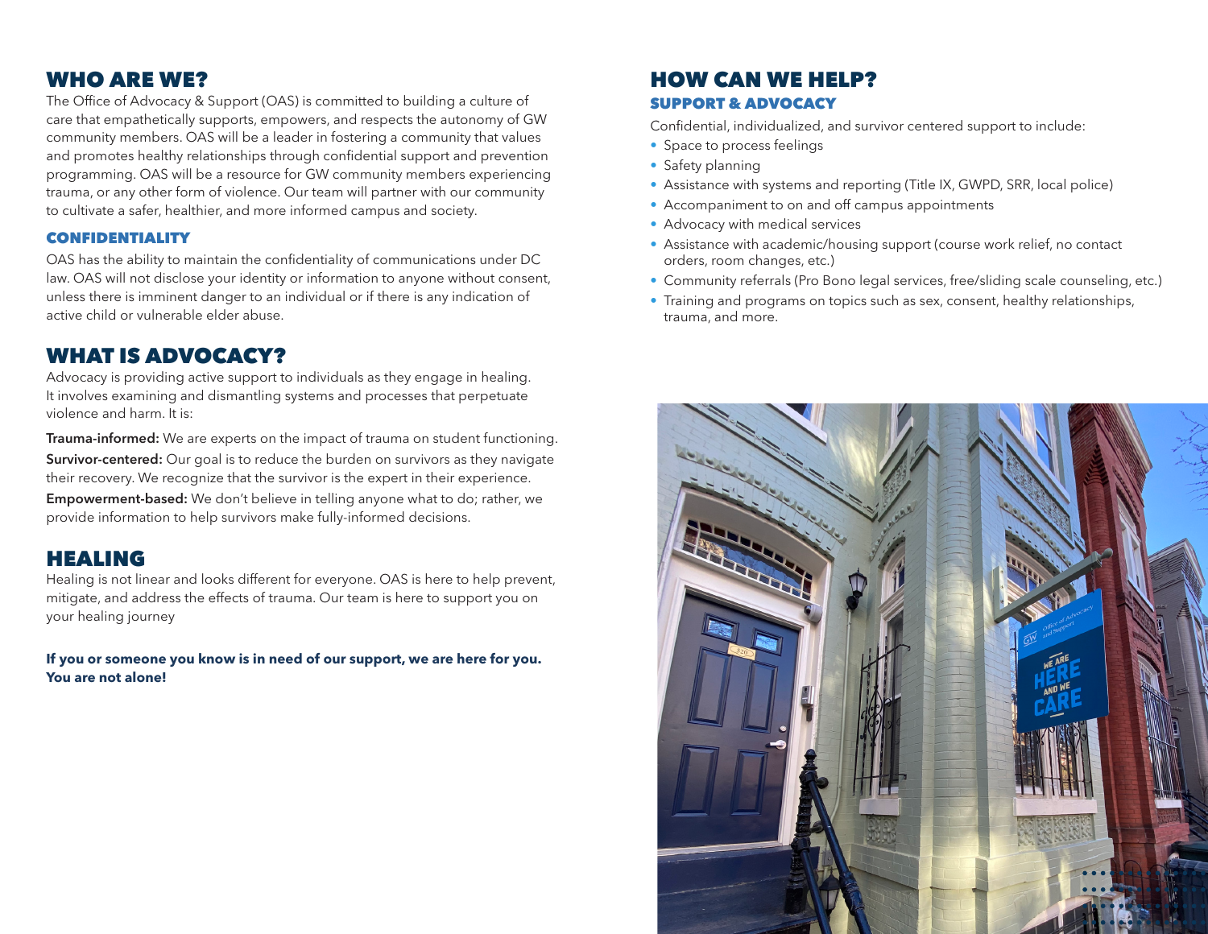## WHO ARE WE?

The Office of Advocacy & Support (OAS) is committed to building a culture of care that empathetically supports, empowers, and respects the autonomy of GW community members. OAS will be a leader in fostering a community that values and promotes healthy relationships through confidential support and prevention programming. OAS will be a resource for GW community members experiencing trauma, or any other form of violence. Our team will partner with our community to cultivate a safer, healthier, and more informed campus and society.

### CONFIDENTIALITY

OAS has the ability to maintain the confidentiality of communications under DC law. OAS will not disclose your identity or information to anyone without consent, unless there is imminent danger to an individual or if there is any indication of active child or vulnerable elder abuse.

## WHAT IS ADVOCACY?

Advocacy is providing active support to individuals as they engage in healing. It involves examining and dismantling systems and processes that perpetuate violence and harm. It is:

**Trauma-informed:** We are experts on the impact of trauma on student functioning.

**Survivor-centered:** Our goal is to reduce the burden on survivors as they navigate their recovery. We recognize that the survivor is the expert in their experience.

**Empowerment-based:** We don't believe in telling anyone what to do; rather, we provide information to help survivors make fully-informed decisions.

## HEALING

Healing is not linear and looks different for everyone. OAS is here to help prevent, mitigate, and address the effects of trauma. Our team is here to support you on your healing journey

**If you or someone you know is in need of our support, we are here for you. You are not alone!**

## HOW CAN WE HELP?

### SUPPORT & ADVOCACY

Confidential, individualized, and survivor centered support to include:

- Space to process feelings
- Safety planning
- Assistance with systems and reporting (Title IX, GWPD, SRR, local police)
- Accompaniment to on and off campus appointments
- Advocacy with medical services
- Assistance with academic/housing support (course work relief, no contact orders, room changes, etc.)
- Community referrals (Pro Bono legal services, free/sliding scale counseling, etc.)
- Training and programs on topics such as sex, consent, healthy relationships, trauma, and more.